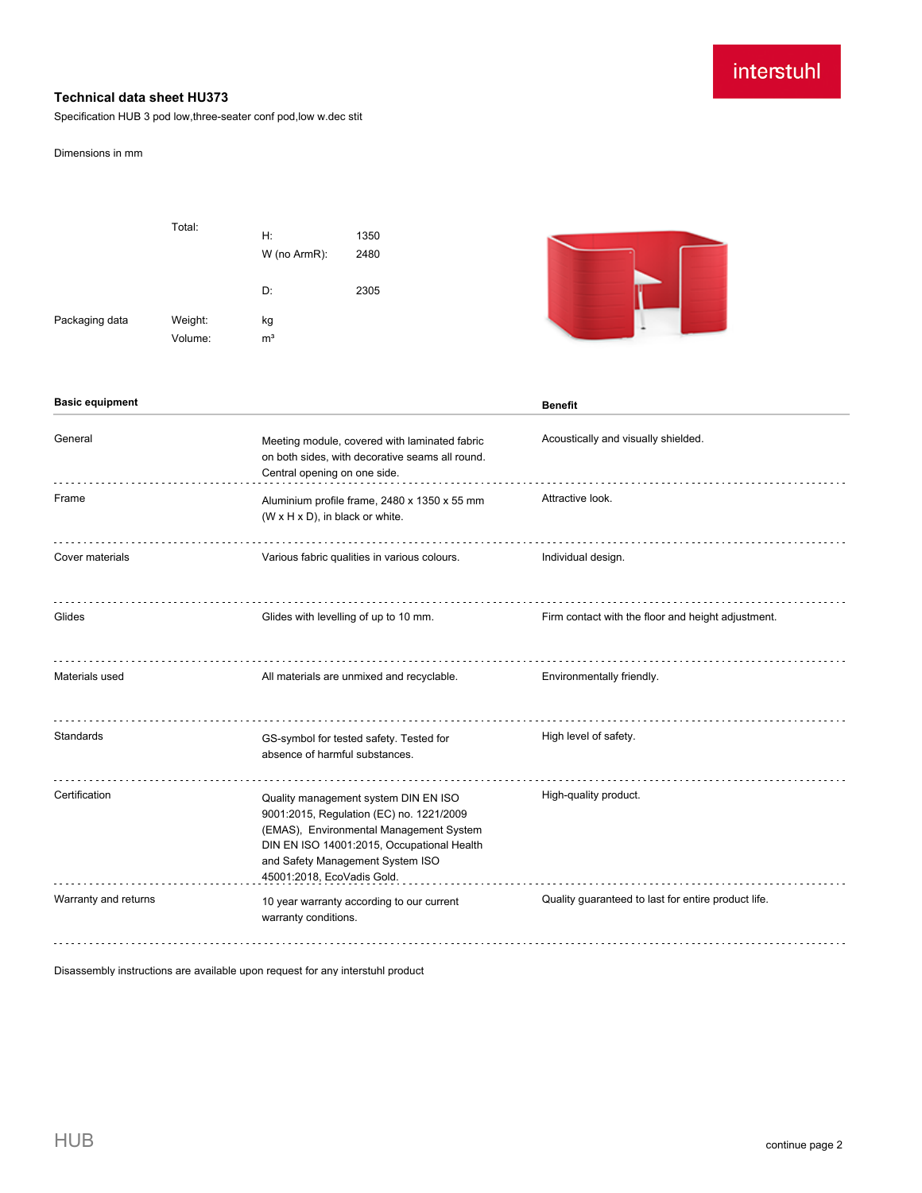interstuhl

# Technical data sheet HU373

Specification HUB 3 pod low,three-seater conf pod,low w.dec stit

Dimensions in mm

| | | | |
|---|---|---|---|
| | Total: | H: | 1350 |
| | | W (no ArmR): | 2480 |
| | | D: | 2305 |
| Packaging data | Weight: | kg | |
| | Volume: | m³ | |

| Basic equipment | | Benefit |
|---|---|---|
| General | Meeting module, covered with laminated fabric on both sides, with decorative seams all round. Central opening on one side. | Acoustically and visually shielded. |
| Frame | Aluminium profile frame, 2480 x 1350 x 55 mm (W x H x D), in black or white. | Attractive look. |
| Cover materials | Various fabric qualities in various colours. | Individual design. |
| Glides | Glides with levelling of up to 10 mm. | Firm contact with the floor and height adjustment. |
| Materials used | All materials are unmixed and recyclable. | Environmentally friendly. |
| Standards | GS-symbol for tested safety. Tested for absence of harmful substances. | High level of safety. |
| Certification | Quality management system DIN EN ISO 9001:2015, Regulation (EC) no. 1221/2009 (EMAS), Environmental Management System DIN EN ISO 14001:2015, Occupational Health and Safety Management System ISO 45001:2018, EcoVadis Gold. | High-quality product. |
| Warranty and returns | 10 year warranty according to our current warranty conditions. | Quality guaranteed to last for entire product life. |

Disassembly instructions are available upon request for any interstuhl product

HUB

continue page 2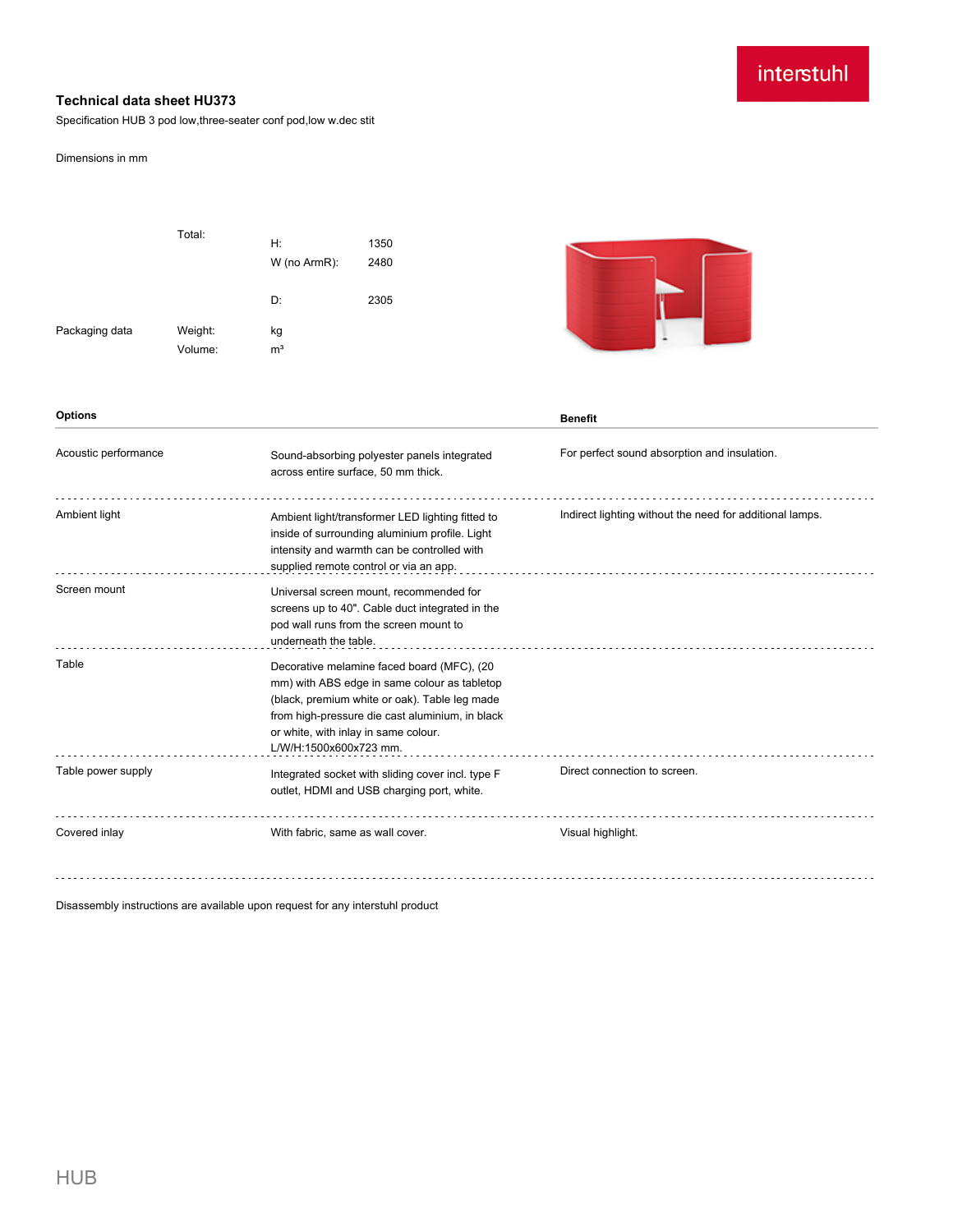### Technical data sheet HU373

Specification HUB 3 pod low,three-seater conf pod,low w.dec stit

Dimensions in mm

| | | | |
|---|---|---|---|
| | Total: | H: | 1350 |
| | | W (no ArmR): | 2480 |
| | | D: | 2305 |
| Packaging data | Weight: | kg | |
| | Volume: | m³ | |

| Options | | Benefit |
|---|---|---|
| Acoustic performance | Sound-absorbing polyester panels integrated across entire surface, 50 mm thick. | For perfect sound absorption and insulation. |
| Ambient light | Ambient light/transformer LED lighting fitted to inside of surrounding aluminium profile. Light intensity and warmth can be controlled with supplied remote control or via an app. | Indirect lighting without the need for additional lamps. |
| Screen mount | Universal screen mount, recommended for screens up to 40". Cable duct integrated in the pod wall runs from the screen mount to underneath the table. | |
| Table | Decorative melamine faced board (MFC), (20 mm) with ABS edge in same colour as tabletop (black, premium white or oak). Table leg made from high-pressure die cast aluminium, in black or white, with inlay in same colour. L/W/H:1500x600x723 mm. | |
| Table power supply | Integrated socket with sliding cover incl. type F outlet, HDMI and USB charging port, white. | Direct connection to screen. |
| Covered inlay | With fabric, same as wall cover. | Visual highlight. |

Disassembly instructions are available upon request for any interstuhl product